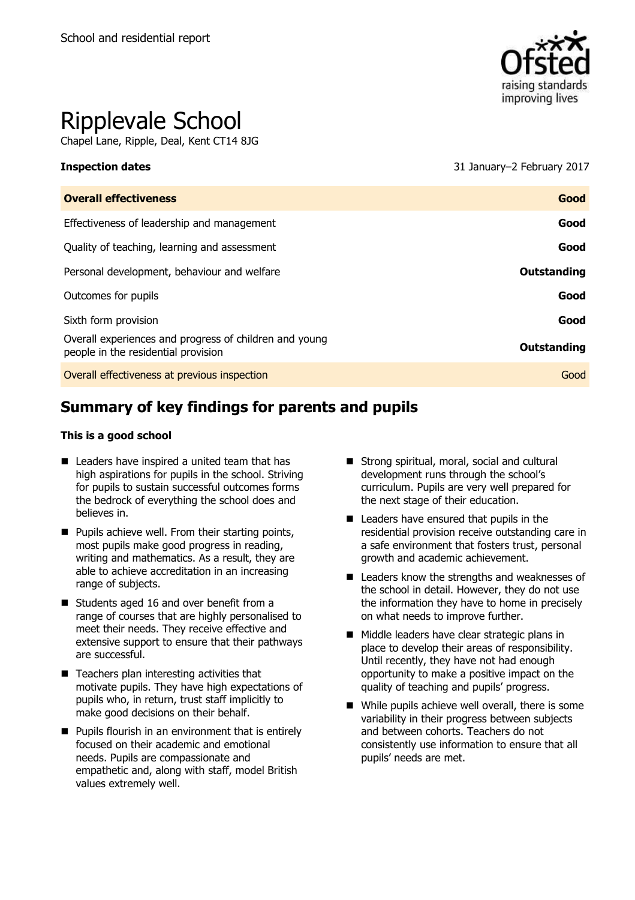School and residential report

# Ripplevale School

Chapel Lane, Ripple, Deal, Kent CT14 8JG

| **Inspection dates** | 31 January–2 February 2017 |
| --- | --- |
| **Overall effectiveness** | **Good** |
| Effectiveness of leadership and management | **Good** |
| Quality of teaching, learning and assessment | **Good** |
| Personal development, behaviour and welfare | **Outstanding** |
| Outcomes for pupils | **Good** |
| Sixth form provision | **Good** |
| Overall experiences and progress of children and young people in the residential provision | **Outstanding** |
| Overall effectiveness at previous inspection | Good |

## Summary of key findings for parents and pupils

**This is a good school**

- Leaders have inspired a united team that has high aspirations for pupils in the school. Striving for pupils to sustain successful outcomes forms the bedrock of everything the school does and believes in.
- Pupils achieve well. From their starting points, most pupils make good progress in reading, writing and mathematics. As a result, they are able to achieve accreditation in an increasing range of subjects.
- Students aged 16 and over benefit from a range of courses that are highly personalised to meet their needs. They receive effective and extensive support to ensure that their pathways are successful.
- Teachers plan interesting activities that motivate pupils. They have high expectations of pupils who, in return, trust staff implicitly to make good decisions on their behalf.
- Pupils flourish in an environment that is entirely focused on their academic and emotional needs. Pupils are compassionate and empathetic and, along with staff, model British values extremely well.
- Strong spiritual, moral, social and cultural development runs through the school's curriculum. Pupils are very well prepared for the next stage of their education.
- Leaders have ensured that pupils in the residential provision receive outstanding care in a safe environment that fosters trust, personal growth and academic achievement.
- Leaders know the strengths and weaknesses of the school in detail. However, they do not use the information they have to home in precisely on what needs to improve further.
- Middle leaders have clear strategic plans in place to develop their areas of responsibility. Until recently, they have not had enough opportunity to make a positive impact on the quality of teaching and pupils' progress.
- While pupils achieve well overall, there is some variability in their progress between subjects and between cohorts. Teachers do not consistently use information to ensure that all pupils' needs are met.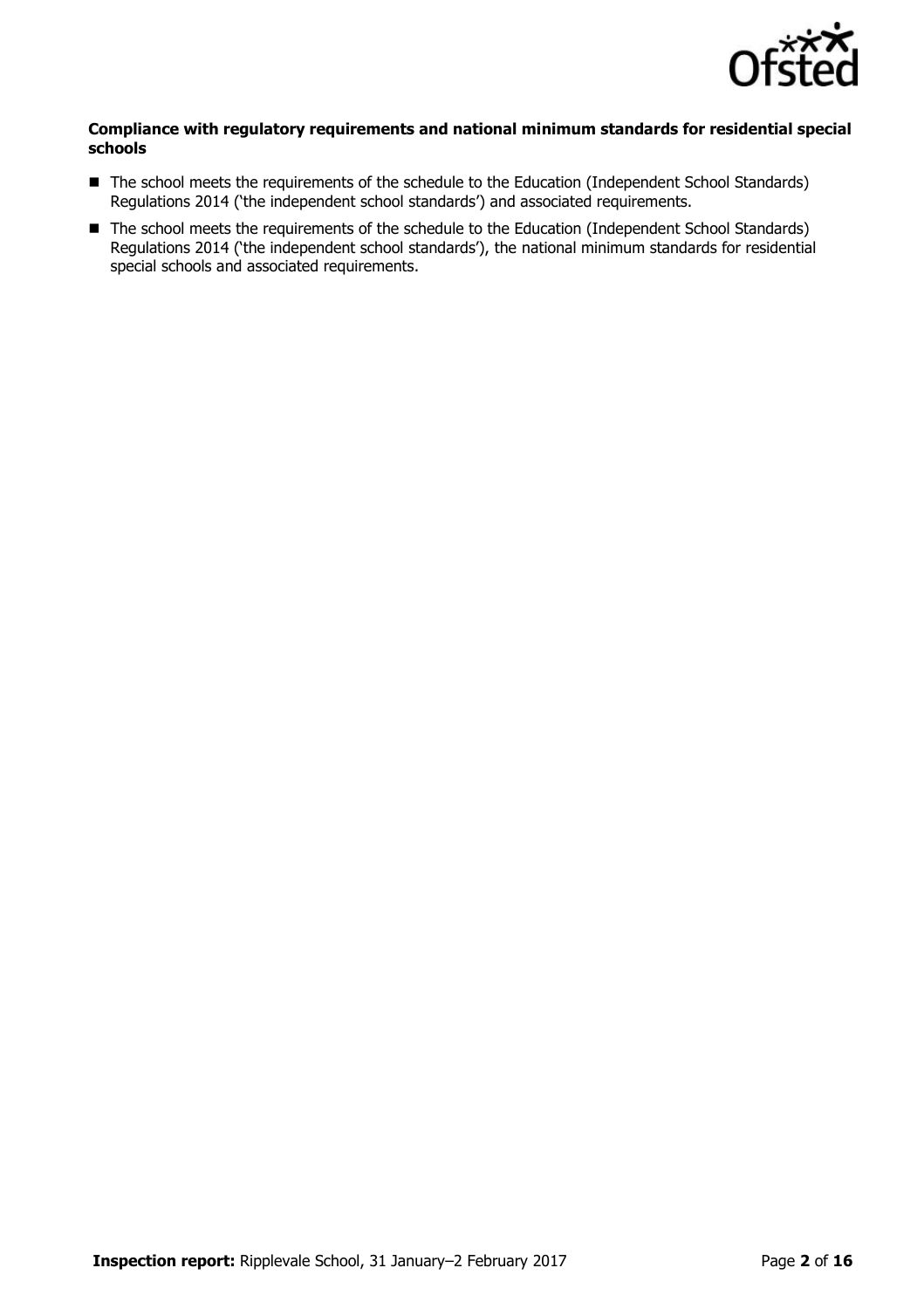**Compliance with regulatory requirements and national minimum standards for residential special schools**

- The school meets the requirements of the schedule to the Education (Independent School Standards) Regulations 2014 ('the independent school standards') and associated requirements.
- The school meets the requirements of the schedule to the Education (Independent School Standards) Regulations 2014 ('the independent school standards'), the national minimum standards for residential special schools and associated requirements.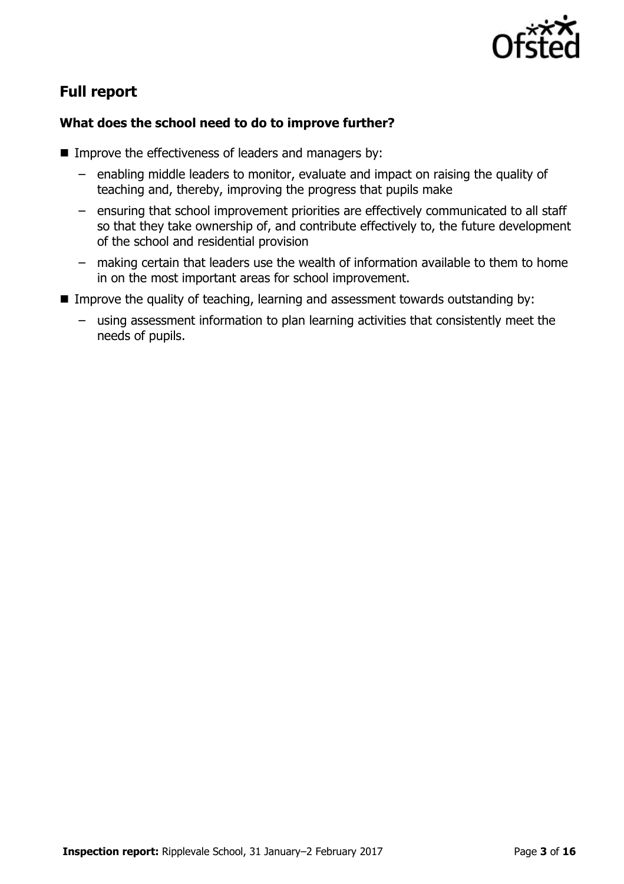## Full report

### What does the school need to do to improve further?

- Improve the effectiveness of leaders and managers by:
  - enabling middle leaders to monitor, evaluate and impact on raising the quality of teaching and, thereby, improving the progress that pupils make
  - ensuring that school improvement priorities are effectively communicated to all staff so that they take ownership of, and contribute effectively to, the future development of the school and residential provision
  - making certain that leaders use the wealth of information available to them to home in on the most important areas for school improvement.
- Improve the quality of teaching, learning and assessment towards outstanding by:
  - using assessment information to plan learning activities that consistently meet the needs of pupils.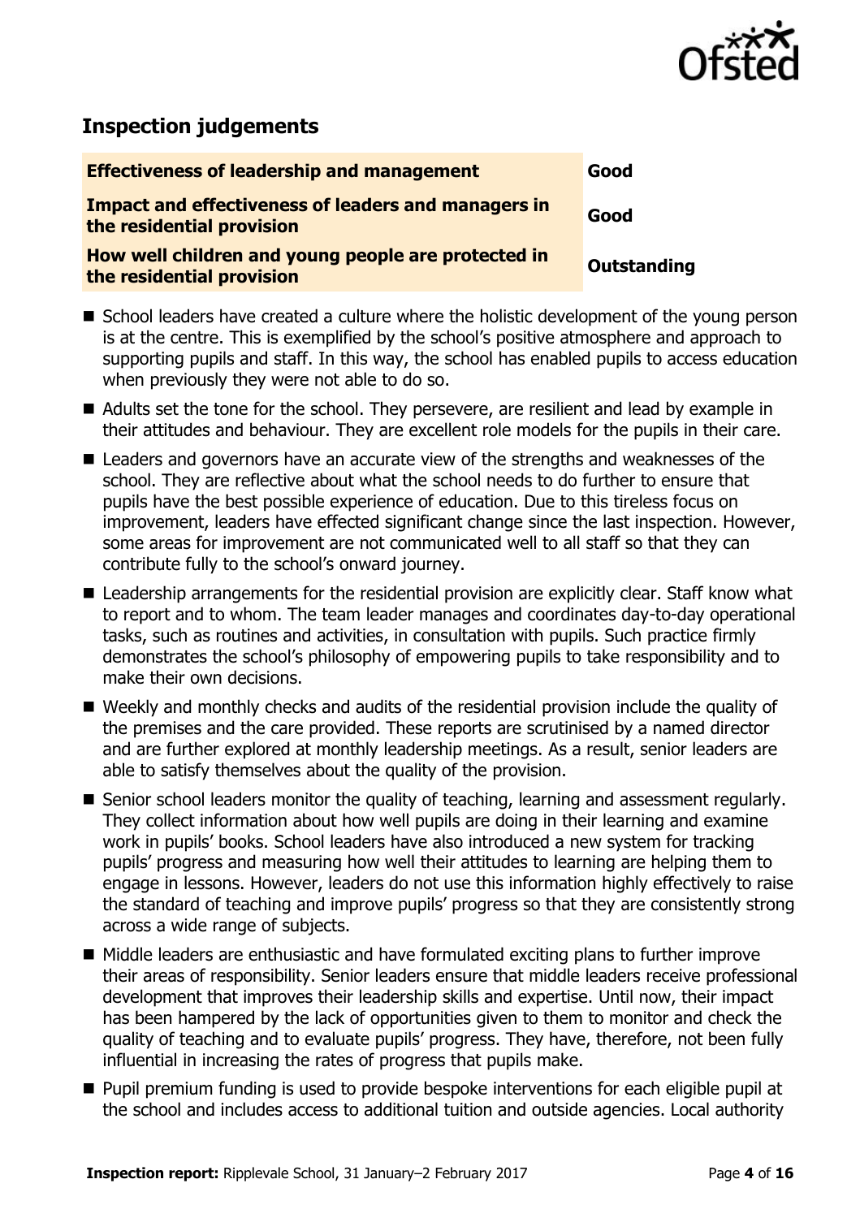## Inspection judgements

| Effectiveness of leadership and management | Good |
|---|---|
| Impact and effectiveness of leaders and managers in the residential provision | Good |
| How well children and young people are protected in the residential provision | Outstanding |

- School leaders have created a culture where the holistic development of the young person is at the centre. This is exemplified by the school's positive atmosphere and approach to supporting pupils and staff. In this way, the school has enabled pupils to access education when previously they were not able to do so.
- Adults set the tone for the school. They persevere, are resilient and lead by example in their attitudes and behaviour. They are excellent role models for the pupils in their care.
- Leaders and governors have an accurate view of the strengths and weaknesses of the school. They are reflective about what the school needs to do further to ensure that pupils have the best possible experience of education. Due to this tireless focus on improvement, leaders have effected significant change since the last inspection. However, some areas for improvement are not communicated well to all staff so that they can contribute fully to the school's onward journey.
- Leadership arrangements for the residential provision are explicitly clear. Staff know what to report and to whom. The team leader manages and coordinates day-to-day operational tasks, such as routines and activities, in consultation with pupils. Such practice firmly demonstrates the school's philosophy of empowering pupils to take responsibility and to make their own decisions.
- Weekly and monthly checks and audits of the residential provision include the quality of the premises and the care provided. These reports are scrutinised by a named director and are further explored at monthly leadership meetings. As a result, senior leaders are able to satisfy themselves about the quality of the provision.
- Senior school leaders monitor the quality of teaching, learning and assessment regularly. They collect information about how well pupils are doing in their learning and examine work in pupils' books. School leaders have also introduced a new system for tracking pupils' progress and measuring how well their attitudes to learning are helping them to engage in lessons. However, leaders do not use this information highly effectively to raise the standard of teaching and improve pupils' progress so that they are consistently strong across a wide range of subjects.
- Middle leaders are enthusiastic and have formulated exciting plans to further improve their areas of responsibility. Senior leaders ensure that middle leaders receive professional development that improves their leadership skills and expertise. Until now, their impact has been hampered by the lack of opportunities given to them to monitor and check the quality of teaching and to evaluate pupils' progress. They have, therefore, not been fully influential in increasing the rates of progress that pupils make.
- Pupil premium funding is used to provide bespoke interventions for each eligible pupil at the school and includes access to additional tuition and outside agencies. Local authority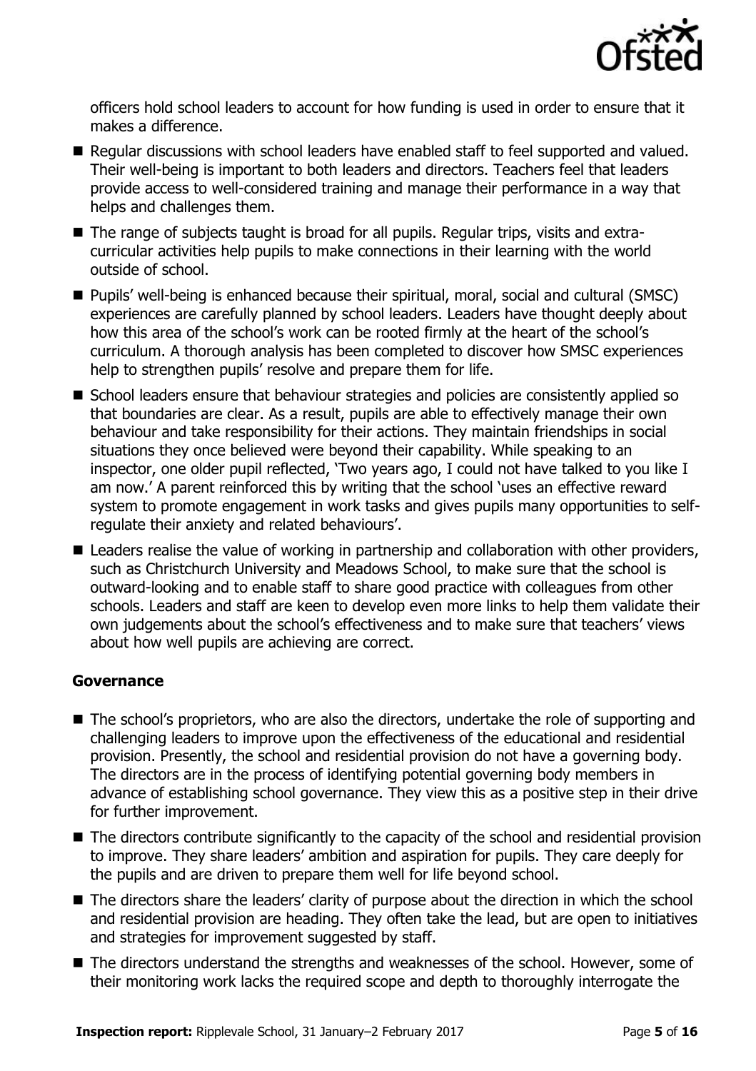officers hold school leaders to account for how funding is used in order to ensure that it makes a difference.

- Regular discussions with school leaders have enabled staff to feel supported and valued. Their well-being is important to both leaders and directors. Teachers feel that leaders provide access to well-considered training and manage their performance in a way that helps and challenges them.
- The range of subjects taught is broad for all pupils. Regular trips, visits and extra-curricular activities help pupils to make connections in their learning with the world outside of school.
- Pupils' well-being is enhanced because their spiritual, moral, social and cultural (SMSC) experiences are carefully planned by school leaders. Leaders have thought deeply about how this area of the school's work can be rooted firmly at the heart of the school's curriculum. A thorough analysis has been completed to discover how SMSC experiences help to strengthen pupils' resolve and prepare them for life.
- School leaders ensure that behaviour strategies and policies are consistently applied so that boundaries are clear. As a result, pupils are able to effectively manage their own behaviour and take responsibility for their actions. They maintain friendships in social situations they once believed were beyond their capability. While speaking to an inspector, one older pupil reflected, 'Two years ago, I could not have talked to you like I am now.' A parent reinforced this by writing that the school 'uses an effective reward system to promote engagement in work tasks and gives pupils many opportunities to self-regulate their anxiety and related behaviours'.
- Leaders realise the value of working in partnership and collaboration with other providers, such as Christchurch University and Meadows School, to make sure that the school is outward-looking and to enable staff to share good practice with colleagues from other schools. Leaders and staff are keen to develop even more links to help them validate their own judgements about the school's effectiveness and to make sure that teachers' views about how well pupils are achieving are correct.

### Governance

- The school's proprietors, who are also the directors, undertake the role of supporting and challenging leaders to improve upon the effectiveness of the educational and residential provision. Presently, the school and residential provision do not have a governing body. The directors are in the process of identifying potential governing body members in advance of establishing school governance. They view this as a positive step in their drive for further improvement.
- The directors contribute significantly to the capacity of the school and residential provision to improve. They share leaders' ambition and aspiration for pupils. They care deeply for the pupils and are driven to prepare them well for life beyond school.
- The directors share the leaders' clarity of purpose about the direction in which the school and residential provision are heading. They often take the lead, but are open to initiatives and strategies for improvement suggested by staff.
- The directors understand the strengths and weaknesses of the school. However, some of their monitoring work lacks the required scope and depth to thoroughly interrogate the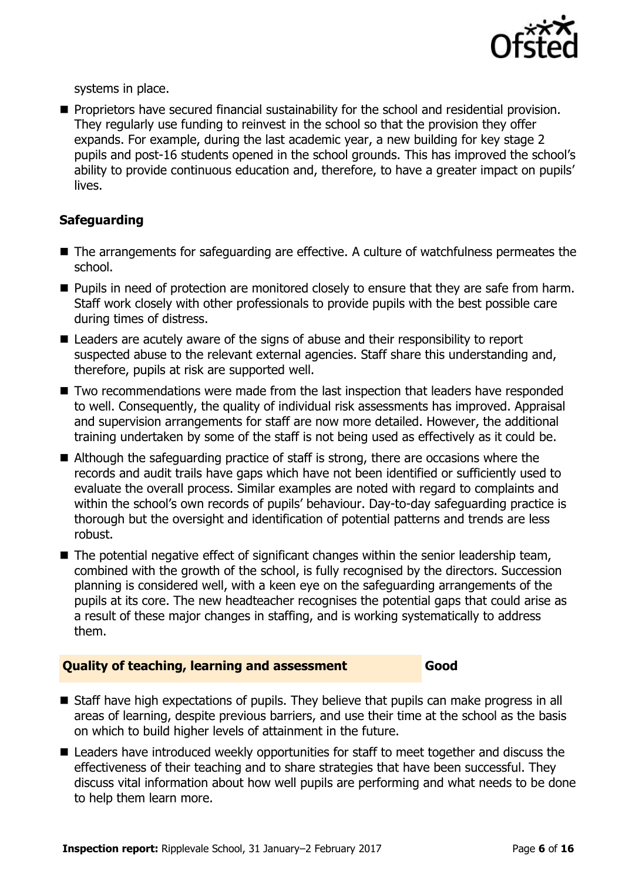systems in place.

- Proprietors have secured financial sustainability for the school and residential provision. They regularly use funding to reinvest in the school so that the provision they offer expands. For example, during the last academic year, a new building for key stage 2 pupils and post-16 students opened in the school grounds. This has improved the school's ability to provide continuous education and, therefore, to have a greater impact on pupils' lives.

### Safeguarding

- The arrangements for safeguarding are effective. A culture of watchfulness permeates the school.
- Pupils in need of protection are monitored closely to ensure that they are safe from harm. Staff work closely with other professionals to provide pupils with the best possible care during times of distress.
- Leaders are acutely aware of the signs of abuse and their responsibility to report suspected abuse to the relevant external agencies. Staff share this understanding and, therefore, pupils at risk are supported well.
- Two recommendations were made from the last inspection that leaders have responded to well. Consequently, the quality of individual risk assessments has improved. Appraisal and supervision arrangements for staff are now more detailed. However, the additional training undertaken by some of the staff is not being used as effectively as it could be.
- Although the safeguarding practice of staff is strong, there are occasions where the records and audit trails have gaps which have not been identified or sufficiently used to evaluate the overall process. Similar examples are noted with regard to complaints and within the school's own records of pupils' behaviour. Day-to-day safeguarding practice is thorough but the oversight and identification of potential patterns and trends are less robust.
- The potential negative effect of significant changes within the senior leadership team, combined with the growth of the school, is fully recognised by the directors. Succession planning is considered well, with a keen eye on the safeguarding arrangements of the pupils at its core. The new headteacher recognises the potential gaps that could arise as a result of these major changes in staffing, and is working systematically to address them.

## Quality of teaching, learning and assessment — Good

- Staff have high expectations of pupils. They believe that pupils can make progress in all areas of learning, despite previous barriers, and use their time at the school as the basis on which to build higher levels of attainment in the future.
- Leaders have introduced weekly opportunities for staff to meet together and discuss the effectiveness of their teaching and to share strategies that have been successful. They discuss vital information about how well pupils are performing and what needs to be done to help them learn more.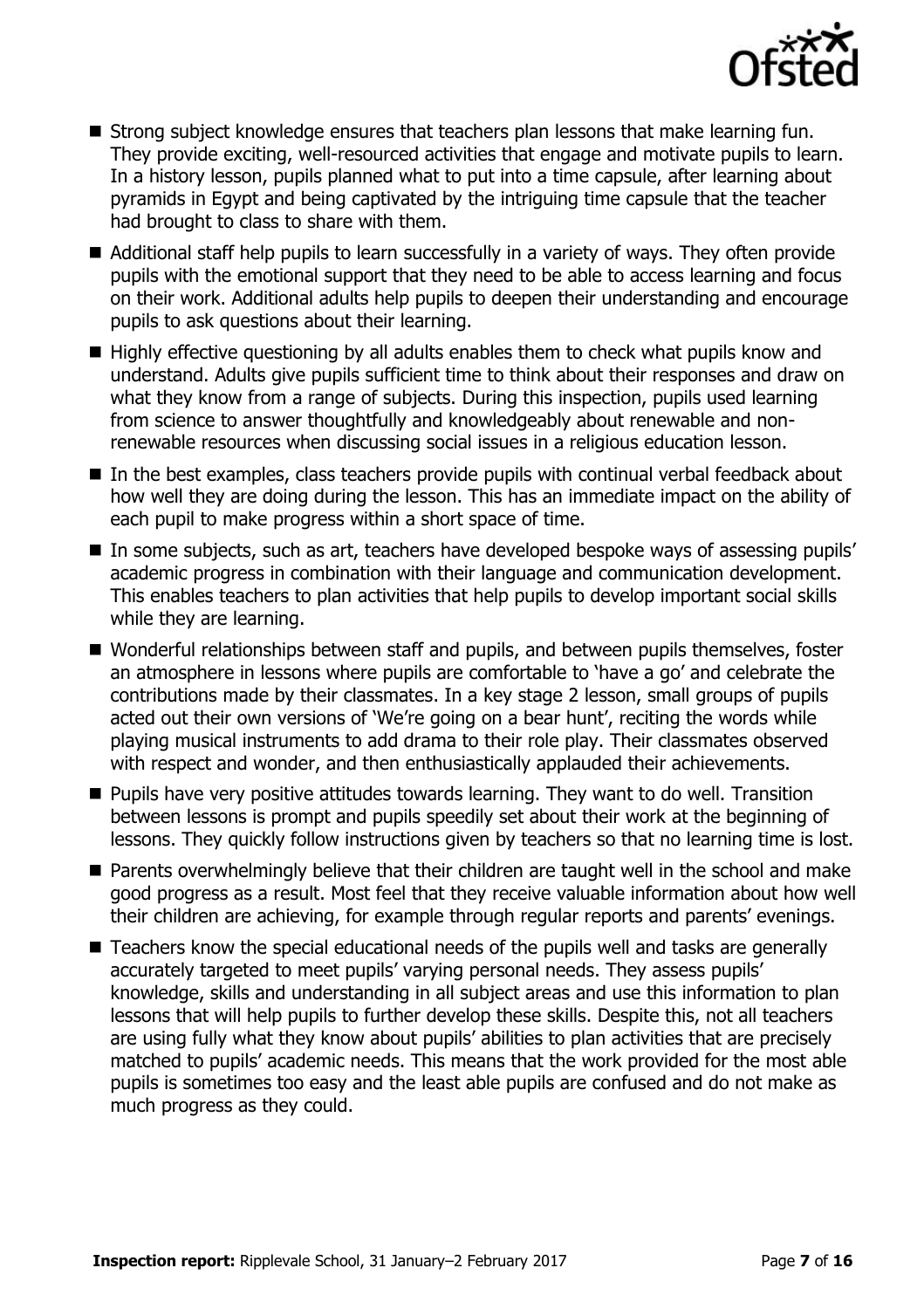- Strong subject knowledge ensures that teachers plan lessons that make learning fun. They provide exciting, well-resourced activities that engage and motivate pupils to learn. In a history lesson, pupils planned what to put into a time capsule, after learning about pyramids in Egypt and being captivated by the intriguing time capsule that the teacher had brought to class to share with them.
- Additional staff help pupils to learn successfully in a variety of ways. They often provide pupils with the emotional support that they need to be able to access learning and focus on their work. Additional adults help pupils to deepen their understanding and encourage pupils to ask questions about their learning.
- Highly effective questioning by all adults enables them to check what pupils know and understand. Adults give pupils sufficient time to think about their responses and draw on what they know from a range of subjects. During this inspection, pupils used learning from science to answer thoughtfully and knowledgeably about renewable and non-renewable resources when discussing social issues in a religious education lesson.
- In the best examples, class teachers provide pupils with continual verbal feedback about how well they are doing during the lesson. This has an immediate impact on the ability of each pupil to make progress within a short space of time.
- In some subjects, such as art, teachers have developed bespoke ways of assessing pupils' academic progress in combination with their language and communication development. This enables teachers to plan activities that help pupils to develop important social skills while they are learning.
- Wonderful relationships between staff and pupils, and between pupils themselves, foster an atmosphere in lessons where pupils are comfortable to 'have a go' and celebrate the contributions made by their classmates. In a key stage 2 lesson, small groups of pupils acted out their own versions of 'We're going on a bear hunt', reciting the words while playing musical instruments to add drama to their role play. Their classmates observed with respect and wonder, and then enthusiastically applauded their achievements.
- Pupils have very positive attitudes towards learning. They want to do well. Transition between lessons is prompt and pupils speedily set about their work at the beginning of lessons. They quickly follow instructions given by teachers so that no learning time is lost.
- Parents overwhelmingly believe that their children are taught well in the school and make good progress as a result. Most feel that they receive valuable information about how well their children are achieving, for example through regular reports and parents' evenings.
- Teachers know the special educational needs of the pupils well and tasks are generally accurately targeted to meet pupils' varying personal needs. They assess pupils' knowledge, skills and understanding in all subject areas and use this information to plan lessons that will help pupils to further develop these skills. Despite this, not all teachers are using fully what they know about pupils' abilities to plan activities that are precisely matched to pupils' academic needs. This means that the work provided for the most able pupils is sometimes too easy and the least able pupils are confused and do not make as much progress as they could.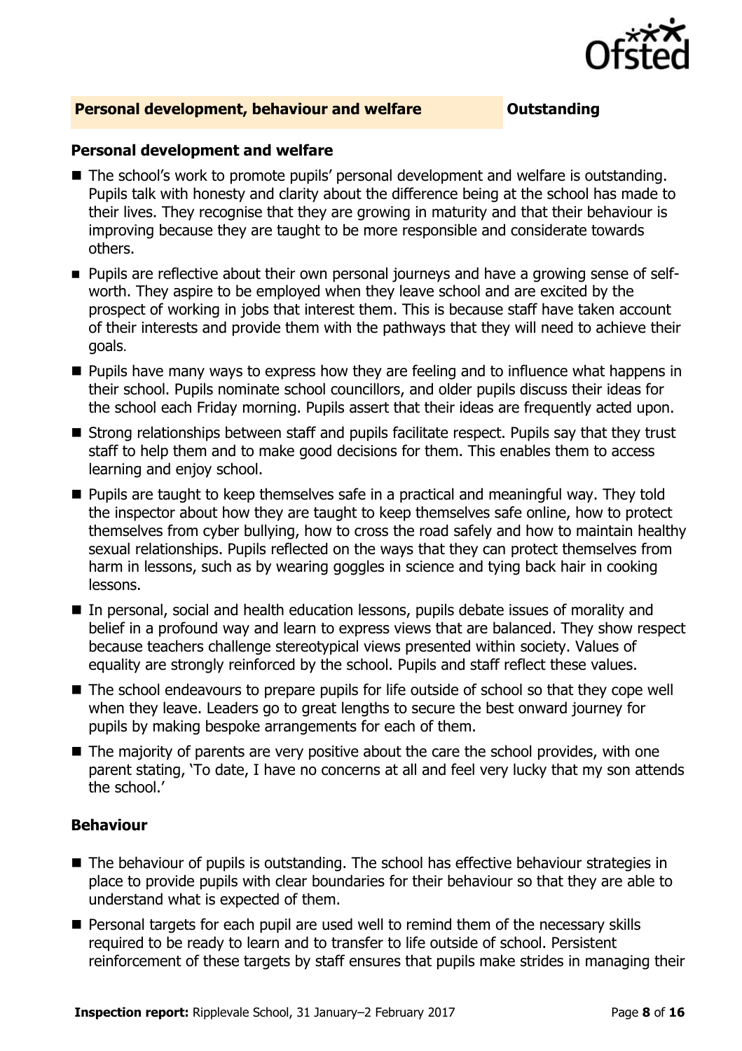## Personal development, behaviour and welfare — Outstanding

### Personal development and welfare

- The school's work to promote pupils' personal development and welfare is outstanding. Pupils talk with honesty and clarity about the difference being at the school has made to their lives. They recognise that they are growing in maturity and that their behaviour is improving because they are taught to be more responsible and considerate towards others.
- Pupils are reflective about their own personal journeys and have a growing sense of self-worth. They aspire to be employed when they leave school and are excited by the prospect of working in jobs that interest them. This is because staff have taken account of their interests and provide them with the pathways that they will need to achieve their goals.
- Pupils have many ways to express how they are feeling and to influence what happens in their school. Pupils nominate school councillors, and older pupils discuss their ideas for the school each Friday morning. Pupils assert that their ideas are frequently acted upon.
- Strong relationships between staff and pupils facilitate respect. Pupils say that they trust staff to help them and to make good decisions for them. This enables them to access learning and enjoy school.
- Pupils are taught to keep themselves safe in a practical and meaningful way. They told the inspector about how they are taught to keep themselves safe online, how to protect themselves from cyber bullying, how to cross the road safely and how to maintain healthy sexual relationships. Pupils reflected on the ways that they can protect themselves from harm in lessons, such as by wearing goggles in science and tying back hair in cooking lessons.
- In personal, social and health education lessons, pupils debate issues of morality and belief in a profound way and learn to express views that are balanced. They show respect because teachers challenge stereotypical views presented within society. Values of equality are strongly reinforced by the school. Pupils and staff reflect these values.
- The school endeavours to prepare pupils for life outside of school so that they cope well when they leave. Leaders go to great lengths to secure the best onward journey for pupils by making bespoke arrangements for each of them.
- The majority of parents are very positive about the care the school provides, with one parent stating, 'To date, I have no concerns at all and feel very lucky that my son attends the school.'

### Behaviour

- The behaviour of pupils is outstanding. The school has effective behaviour strategies in place to provide pupils with clear boundaries for their behaviour so that they are able to understand what is expected of them.
- Personal targets for each pupil are used well to remind them of the necessary skills required to be ready to learn and to transfer to life outside of school. Persistent reinforcement of these targets by staff ensures that pupils make strides in managing their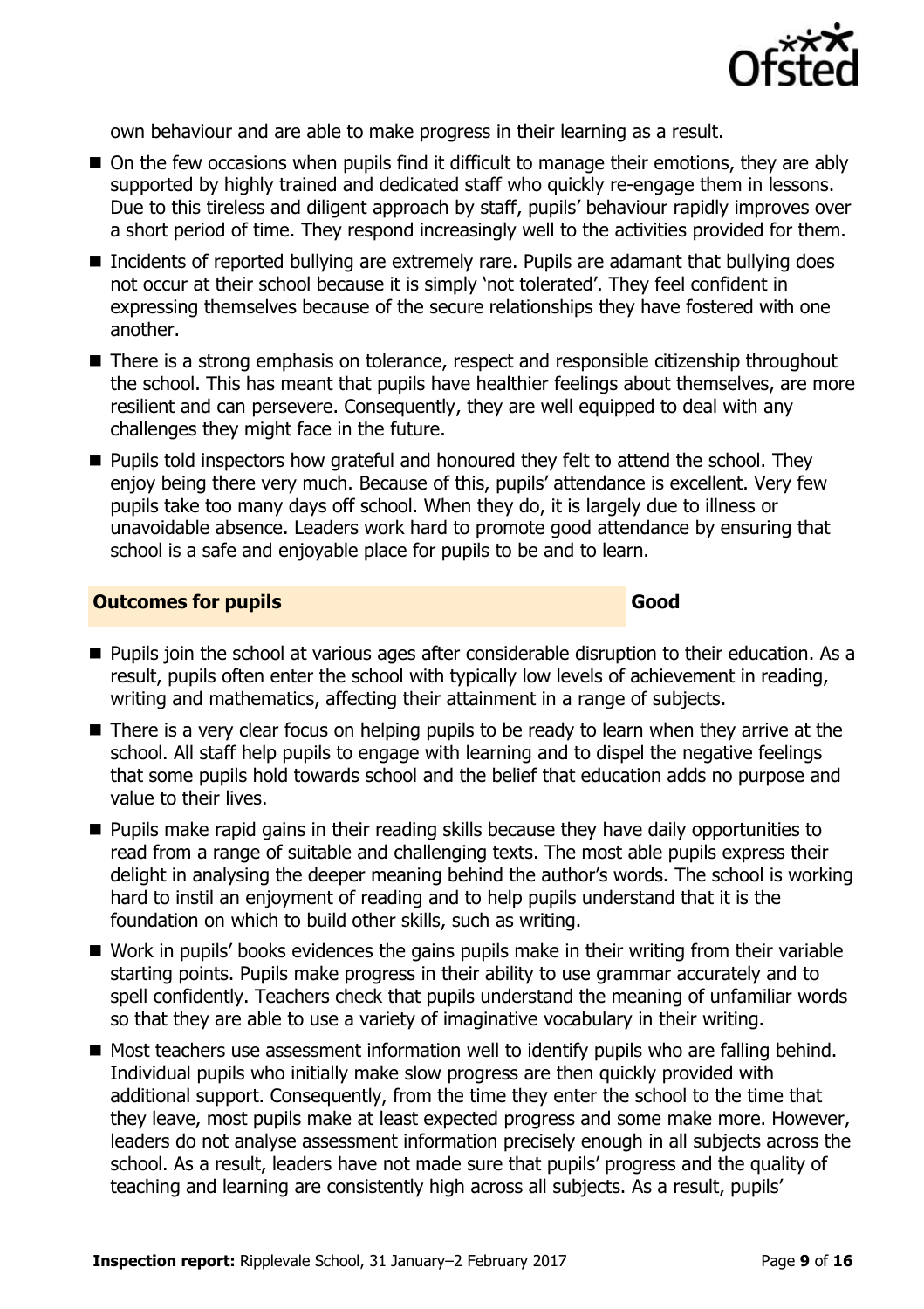own behaviour and are able to make progress in their learning as a result.

- On the few occasions when pupils find it difficult to manage their emotions, they are ably supported by highly trained and dedicated staff who quickly re-engage them in lessons. Due to this tireless and diligent approach by staff, pupils' behaviour rapidly improves over a short period of time. They respond increasingly well to the activities provided for them.
- Incidents of reported bullying are extremely rare. Pupils are adamant that bullying does not occur at their school because it is simply 'not tolerated'. They feel confident in expressing themselves because of the secure relationships they have fostered with one another.
- There is a strong emphasis on tolerance, respect and responsible citizenship throughout the school. This has meant that pupils have healthier feelings about themselves, are more resilient and can persevere. Consequently, they are well equipped to deal with any challenges they might face in the future.
- Pupils told inspectors how grateful and honoured they felt to attend the school. They enjoy being there very much. Because of this, pupils' attendance is excellent. Very few pupils take too many days off school. When they do, it is largely due to illness or unavoidable absence. Leaders work hard to promote good attendance by ensuring that school is a safe and enjoyable place for pupils to be and to learn.

## Outcomes for pupils — Good

- Pupils join the school at various ages after considerable disruption to their education. As a result, pupils often enter the school with typically low levels of achievement in reading, writing and mathematics, affecting their attainment in a range of subjects.
- There is a very clear focus on helping pupils to be ready to learn when they arrive at the school. All staff help pupils to engage with learning and to dispel the negative feelings that some pupils hold towards school and the belief that education adds no purpose and value to their lives.
- Pupils make rapid gains in their reading skills because they have daily opportunities to read from a range of suitable and challenging texts. The most able pupils express their delight in analysing the deeper meaning behind the author's words. The school is working hard to instil an enjoyment of reading and to help pupils understand that it is the foundation on which to build other skills, such as writing.
- Work in pupils' books evidences the gains pupils make in their writing from their variable starting points. Pupils make progress in their ability to use grammar accurately and to spell confidently. Teachers check that pupils understand the meaning of unfamiliar words so that they are able to use a variety of imaginative vocabulary in their writing.
- Most teachers use assessment information well to identify pupils who are falling behind. Individual pupils who initially make slow progress are then quickly provided with additional support. Consequently, from the time they enter the school to the time that they leave, most pupils make at least expected progress and some make more. However, leaders do not analyse assessment information precisely enough in all subjects across the school. As a result, leaders have not made sure that pupils' progress and the quality of teaching and learning are consistently high across all subjects. As a result, pupils'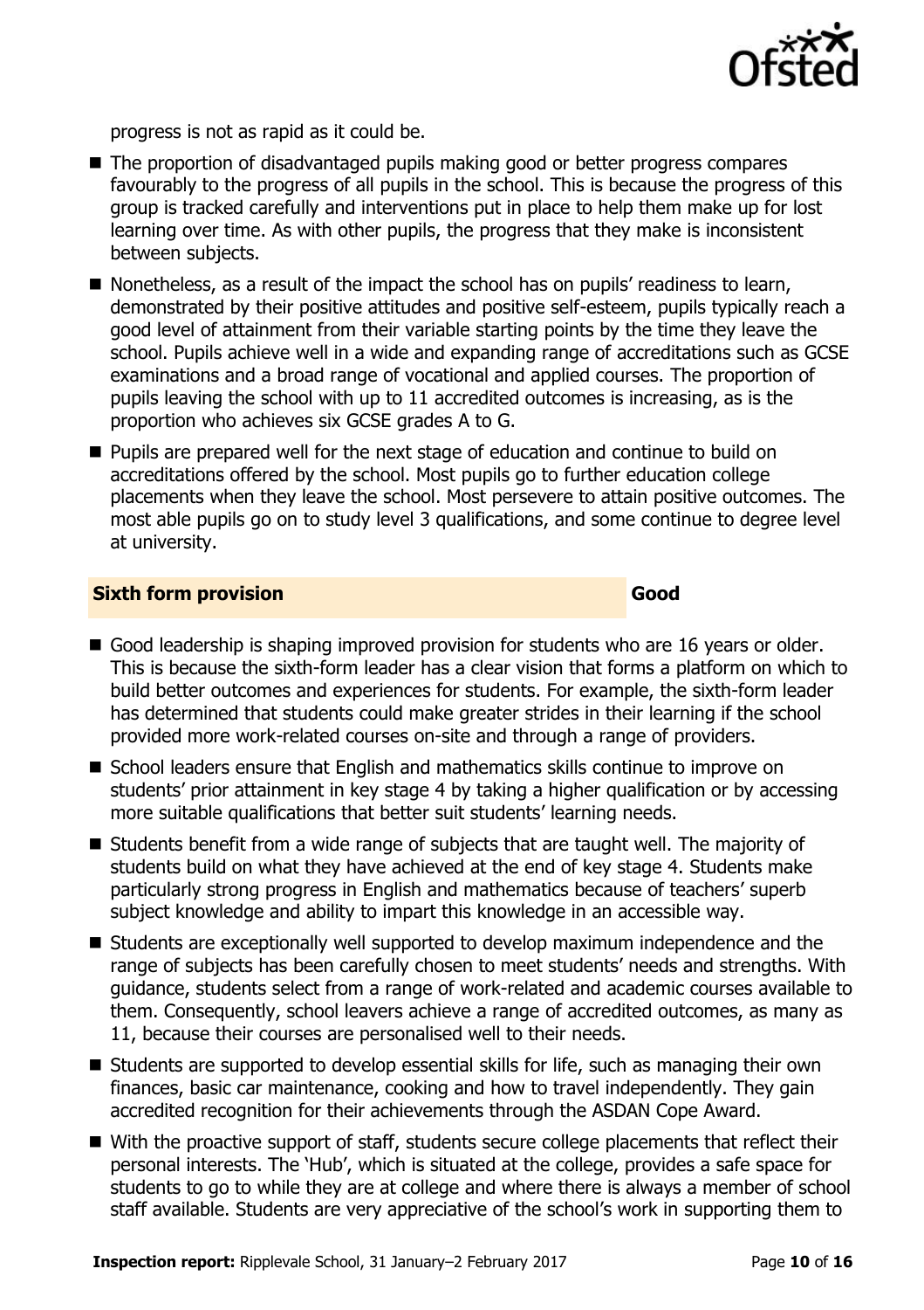progress is not as rapid as it could be.

- The proportion of disadvantaged pupils making good or better progress compares favourably to the progress of all pupils in the school. This is because the progress of this group is tracked carefully and interventions put in place to help them make up for lost learning over time. As with other pupils, the progress that they make is inconsistent between subjects.
- Nonetheless, as a result of the impact the school has on pupils' readiness to learn, demonstrated by their positive attitudes and positive self-esteem, pupils typically reach a good level of attainment from their variable starting points by the time they leave the school. Pupils achieve well in a wide and expanding range of accreditations such as GCSE examinations and a broad range of vocational and applied courses. The proportion of pupils leaving the school with up to 11 accredited outcomes is increasing, as is the proportion who achieves six GCSE grades A to G.
- Pupils are prepared well for the next stage of education and continue to build on accreditations offered by the school. Most pupils go to further education college placements when they leave the school. Most persevere to attain positive outcomes. The most able pupils go on to study level 3 qualifications, and some continue to degree level at university.

## Sixth form provision — Good

- Good leadership is shaping improved provision for students who are 16 years or older. This is because the sixth-form leader has a clear vision that forms a platform on which to build better outcomes and experiences for students. For example, the sixth-form leader has determined that students could make greater strides in their learning if the school provided more work-related courses on-site and through a range of providers.
- School leaders ensure that English and mathematics skills continue to improve on students' prior attainment in key stage 4 by taking a higher qualification or by accessing more suitable qualifications that better suit students' learning needs.
- Students benefit from a wide range of subjects that are taught well. The majority of students build on what they have achieved at the end of key stage 4. Students make particularly strong progress in English and mathematics because of teachers' superb subject knowledge and ability to impart this knowledge in an accessible way.
- Students are exceptionally well supported to develop maximum independence and the range of subjects has been carefully chosen to meet students' needs and strengths. With guidance, students select from a range of work-related and academic courses available to them. Consequently, school leavers achieve a range of accredited outcomes, as many as 11, because their courses are personalised well to their needs.
- Students are supported to develop essential skills for life, such as managing their own finances, basic car maintenance, cooking and how to travel independently. They gain accredited recognition for their achievements through the ASDAN Cope Award.
- With the proactive support of staff, students secure college placements that reflect their personal interests. The 'Hub', which is situated at the college, provides a safe space for students to go to while they are at college and where there is always a member of school staff available. Students are very appreciative of the school's work in supporting them to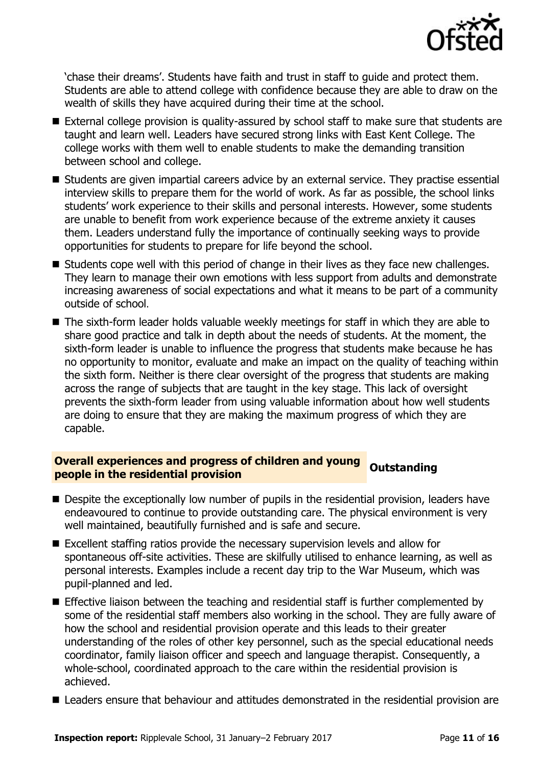'chase their dreams'. Students have faith and trust in staff to guide and protect them. Students are able to attend college with confidence because they are able to draw on the wealth of skills they have acquired during their time at the school.

- External college provision is quality-assured by school staff to make sure that students are taught and learn well. Leaders have secured strong links with East Kent College. The college works with them well to enable students to make the demanding transition between school and college.
- Students are given impartial careers advice by an external service. They practise essential interview skills to prepare them for the world of work. As far as possible, the school links students' work experience to their skills and personal interests. However, some students are unable to benefit from work experience because of the extreme anxiety it causes them. Leaders understand fully the importance of continually seeking ways to provide opportunities for students to prepare for life beyond the school.
- Students cope well with this period of change in their lives as they face new challenges. They learn to manage their own emotions with less support from adults and demonstrate increasing awareness of social expectations and what it means to be part of a community outside of school.
- The sixth-form leader holds valuable weekly meetings for staff in which they are able to share good practice and talk in depth about the needs of students. At the moment, the sixth-form leader is unable to influence the progress that students make because he has no opportunity to monitor, evaluate and make an impact on the quality of teaching within the sixth form. Neither is there clear oversight of the progress that students are making across the range of subjects that are taught in the key stage. This lack of oversight prevents the sixth-form leader from using valuable information about how well students are doing to ensure that they are making the maximum progress of which they are capable.

## Overall experiences and progress of children and young people in the residential provision — Outstanding

- Despite the exceptionally low number of pupils in the residential provision, leaders have endeavoured to continue to provide outstanding care. The physical environment is very well maintained, beautifully furnished and is safe and secure.
- Excellent staffing ratios provide the necessary supervision levels and allow for spontaneous off-site activities. These are skilfully utilised to enhance learning, as well as personal interests. Examples include a recent day trip to the War Museum, which was pupil-planned and led.
- Effective liaison between the teaching and residential staff is further complemented by some of the residential staff members also working in the school. They are fully aware of how the school and residential provision operate and this leads to their greater understanding of the roles of other key personnel, such as the special educational needs coordinator, family liaison officer and speech and language therapist. Consequently, a whole-school, coordinated approach to the care within the residential provision is achieved.
- Leaders ensure that behaviour and attitudes demonstrated in the residential provision are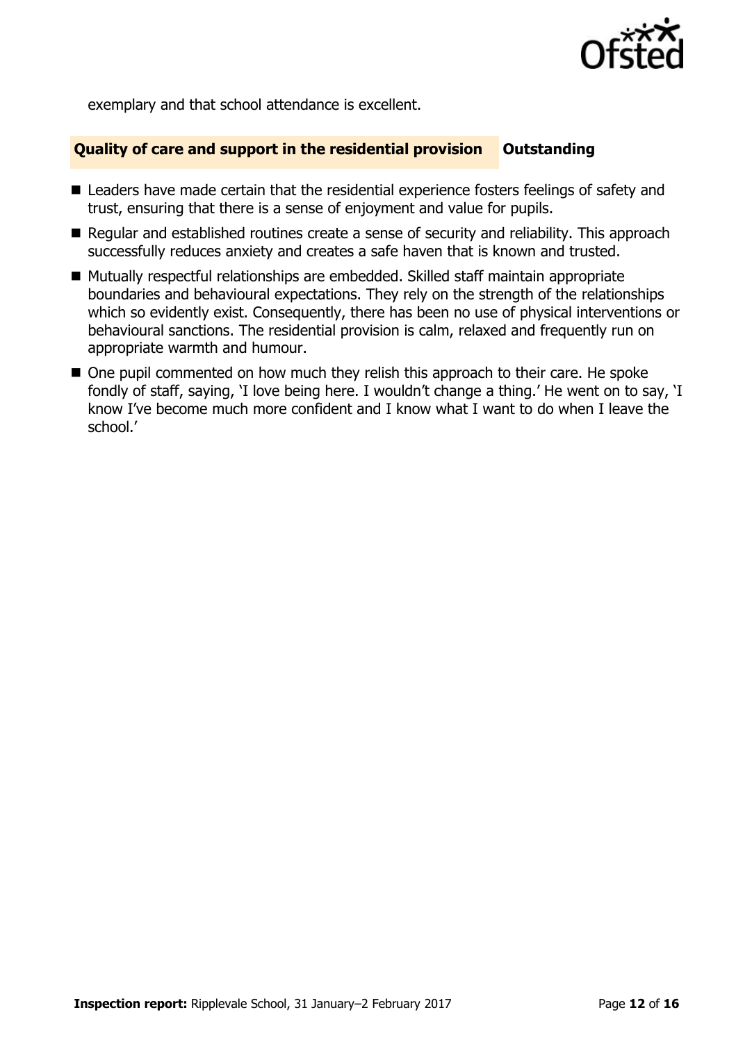exemplary and that school attendance is excellent.

## Quality of care and support in the residential provision — Outstanding

- Leaders have made certain that the residential experience fosters feelings of safety and trust, ensuring that there is a sense of enjoyment and value for pupils.
- Regular and established routines create a sense of security and reliability. This approach successfully reduces anxiety and creates a safe haven that is known and trusted.
- Mutually respectful relationships are embedded. Skilled staff maintain appropriate boundaries and behavioural expectations. They rely on the strength of the relationships which so evidently exist. Consequently, there has been no use of physical interventions or behavioural sanctions. The residential provision is calm, relaxed and frequently run on appropriate warmth and humour.
- One pupil commented on how much they relish this approach to their care. He spoke fondly of staff, saying, 'I love being here. I wouldn't change a thing.' He went on to say, 'I know I've become much more confident and I know what I want to do when I leave the school.'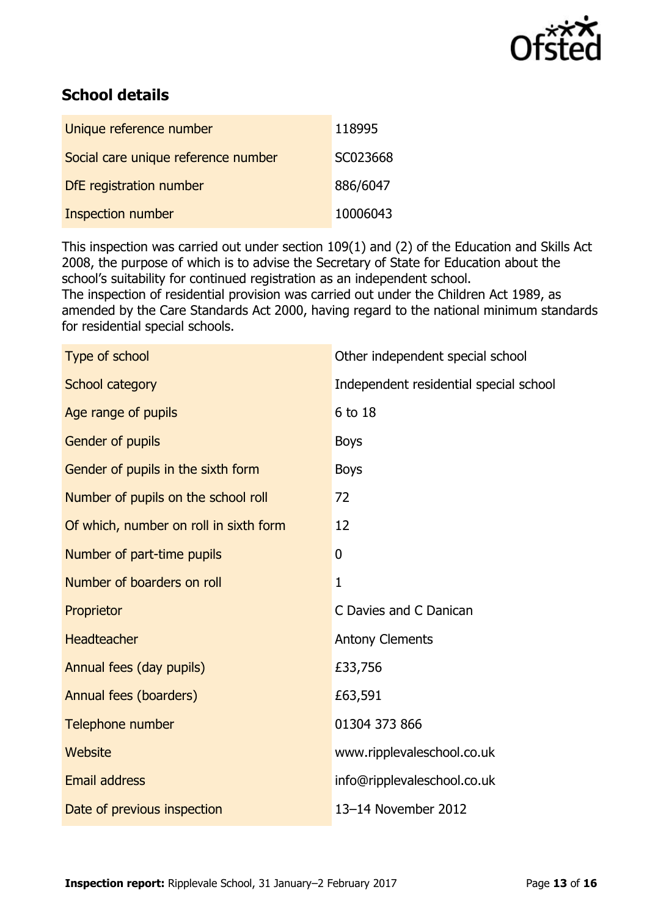## School details

| | |
|---|---|
| Unique reference number | 118995 |
| Social care unique reference number | SC023668 |
| DfE registration number | 886/6047 |
| Inspection number | 10006043 |

This inspection was carried out under section 109(1) and (2) of the Education and Skills Act 2008, the purpose of which is to advise the Secretary of State for Education about the school's suitability for continued registration as an independent school.
The inspection of residential provision was carried out under the Children Act 1989, as amended by the Care Standards Act 2000, having regard to the national minimum standards for residential special schools.

| | |
|---|---|
| Type of school | Other independent special school |
| School category | Independent residential special school |
| Age range of pupils | 6 to 18 |
| Gender of pupils | Boys |
| Gender of pupils in the sixth form | Boys |
| Number of pupils on the school roll | 72 |
| Of which, number on roll in sixth form | 12 |
| Number of part-time pupils | 0 |
| Number of boarders on roll | 1 |
| Proprietor | C Davies and C Danican |
| Headteacher | Antony Clements |
| Annual fees (day pupils) | £33,756 |
| Annual fees (boarders) | £63,591 |
| Telephone number | 01304 373 866 |
| Website | www.ripplevaleschool.co.uk |
| Email address | info@ripplevaleschool.co.uk |
| Date of previous inspection | 13–14 November 2012 |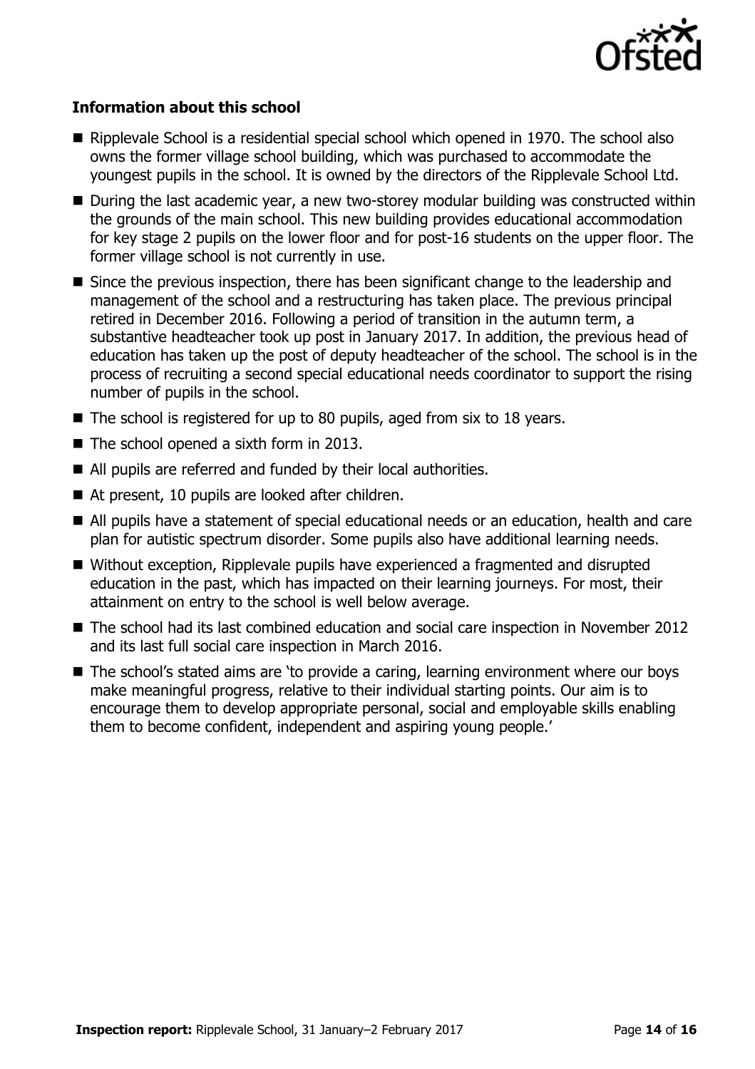### Information about this school

- Ripplevale School is a residential special school which opened in 1970. The school also owns the former village school building, which was purchased to accommodate the youngest pupils in the school. It is owned by the directors of the Ripplevale School Ltd.
- During the last academic year, a new two-storey modular building was constructed within the grounds of the main school. This new building provides educational accommodation for key stage 2 pupils on the lower floor and for post-16 students on the upper floor. The former village school is not currently in use.
- Since the previous inspection, there has been significant change to the leadership and management of the school and a restructuring has taken place. The previous principal retired in December 2016. Following a period of transition in the autumn term, a substantive headteacher took up post in January 2017. In addition, the previous head of education has taken up the post of deputy headteacher of the school. The school is in the process of recruiting a second special educational needs coordinator to support the rising number of pupils in the school.
- The school is registered for up to 80 pupils, aged from six to 18 years.
- The school opened a sixth form in 2013.
- All pupils are referred and funded by their local authorities.
- At present, 10 pupils are looked after children.
- All pupils have a statement of special educational needs or an education, health and care plan for autistic spectrum disorder. Some pupils also have additional learning needs.
- Without exception, Ripplevale pupils have experienced a fragmented and disrupted education in the past, which has impacted on their learning journeys. For most, their attainment on entry to the school is well below average.
- The school had its last combined education and social care inspection in November 2012 and its last full social care inspection in March 2016.
- The school's stated aims are 'to provide a caring, learning environment where our boys make meaningful progress, relative to their individual starting points. Our aim is to encourage them to develop appropriate personal, social and employable skills enabling them to become confident, independent and aspiring young people.'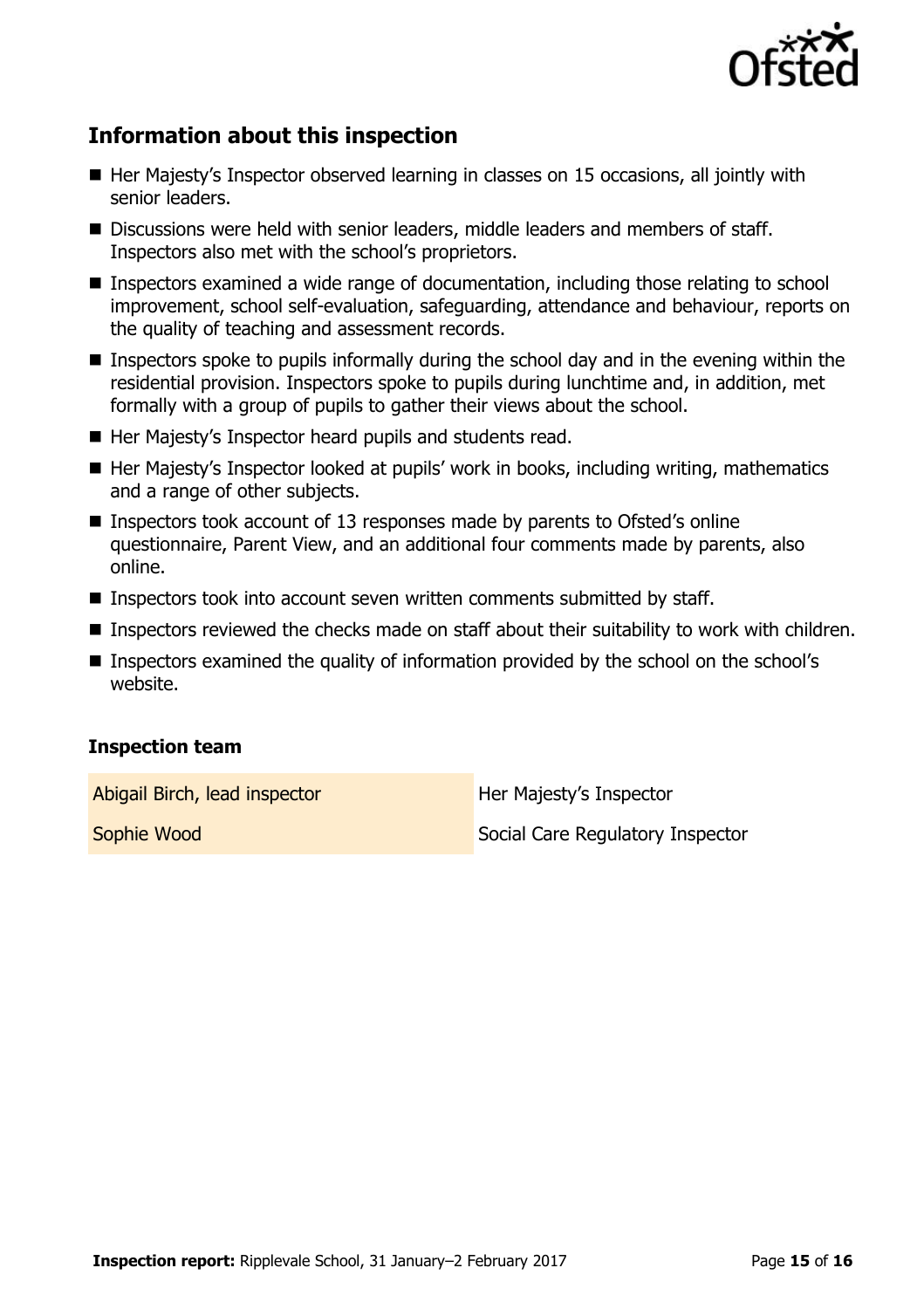## Information about this inspection

- Her Majesty's Inspector observed learning in classes on 15 occasions, all jointly with senior leaders.
- Discussions were held with senior leaders, middle leaders and members of staff. Inspectors also met with the school's proprietors.
- Inspectors examined a wide range of documentation, including those relating to school improvement, school self-evaluation, safeguarding, attendance and behaviour, reports on the quality of teaching and assessment records.
- Inspectors spoke to pupils informally during the school day and in the evening within the residential provision. Inspectors spoke to pupils during lunchtime and, in addition, met formally with a group of pupils to gather their views about the school.
- Her Majesty's Inspector heard pupils and students read.
- Her Majesty's Inspector looked at pupils' work in books, including writing, mathematics and a range of other subjects.
- Inspectors took account of 13 responses made by parents to Ofsted's online questionnaire, Parent View, and an additional four comments made by parents, also online.
- Inspectors took into account seven written comments submitted by staff.
- Inspectors reviewed the checks made on staff about their suitability to work with children.
- Inspectors examined the quality of information provided by the school on the school's website.

### Inspection team

| | |
|---|---|
| Abigail Birch, lead inspector | Her Majesty's Inspector |
| Sophie Wood | Social Care Regulatory Inspector |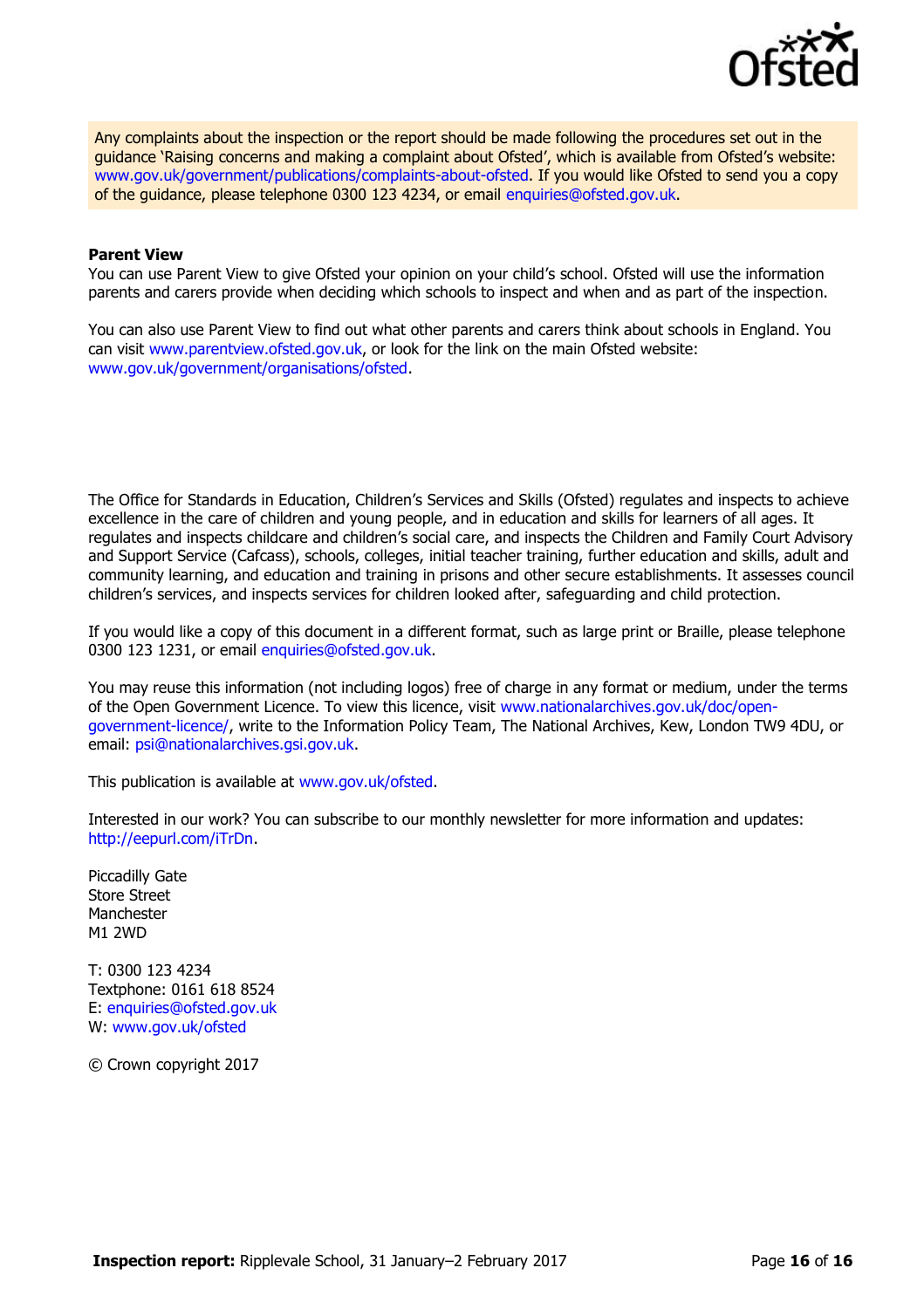Any complaints about the inspection or the report should be made following the procedures set out in the guidance 'Raising concerns and making a complaint about Ofsted', which is available from Ofsted's website: www.gov.uk/government/publications/complaints-about-ofsted. If you would like Ofsted to send you a copy of the guidance, please telephone 0300 123 4234, or email enquiries@ofsted.gov.uk.

**Parent View**

You can use Parent View to give Ofsted your opinion on your child's school. Ofsted will use the information parents and carers provide when deciding which schools to inspect and when and as part of the inspection.

You can also use Parent View to find out what other parents and carers think about schools in England. You can visit www.parentview.ofsted.gov.uk, or look for the link on the main Ofsted website: www.gov.uk/government/organisations/ofsted.

The Office for Standards in Education, Children's Services and Skills (Ofsted) regulates and inspects to achieve excellence in the care of children and young people, and in education and skills for learners of all ages. It regulates and inspects childcare and children's social care, and inspects the Children and Family Court Advisory and Support Service (Cafcass), schools, colleges, initial teacher training, further education and skills, adult and community learning, and education and training in prisons and other secure establishments. It assesses council children's services, and inspects services for children looked after, safeguarding and child protection.

If you would like a copy of this document in a different format, such as large print or Braille, please telephone 0300 123 1231, or email enquiries@ofsted.gov.uk.

You may reuse this information (not including logos) free of charge in any format or medium, under the terms of the Open Government Licence. To view this licence, visit www.nationalarchives.gov.uk/doc/open-government-licence/, write to the Information Policy Team, The National Archives, Kew, London TW9 4DU, or email: psi@nationalarchives.gsi.gov.uk.

This publication is available at www.gov.uk/ofsted.

Interested in our work? You can subscribe to our monthly newsletter for more information and updates: http://eepurl.com/iTrDn.

Piccadilly Gate
Store Street
Manchester
M1 2WD

T: 0300 123 4234
Textphone: 0161 618 8524
E: enquiries@ofsted.gov.uk
W: www.gov.uk/ofsted

© Crown copyright 2017